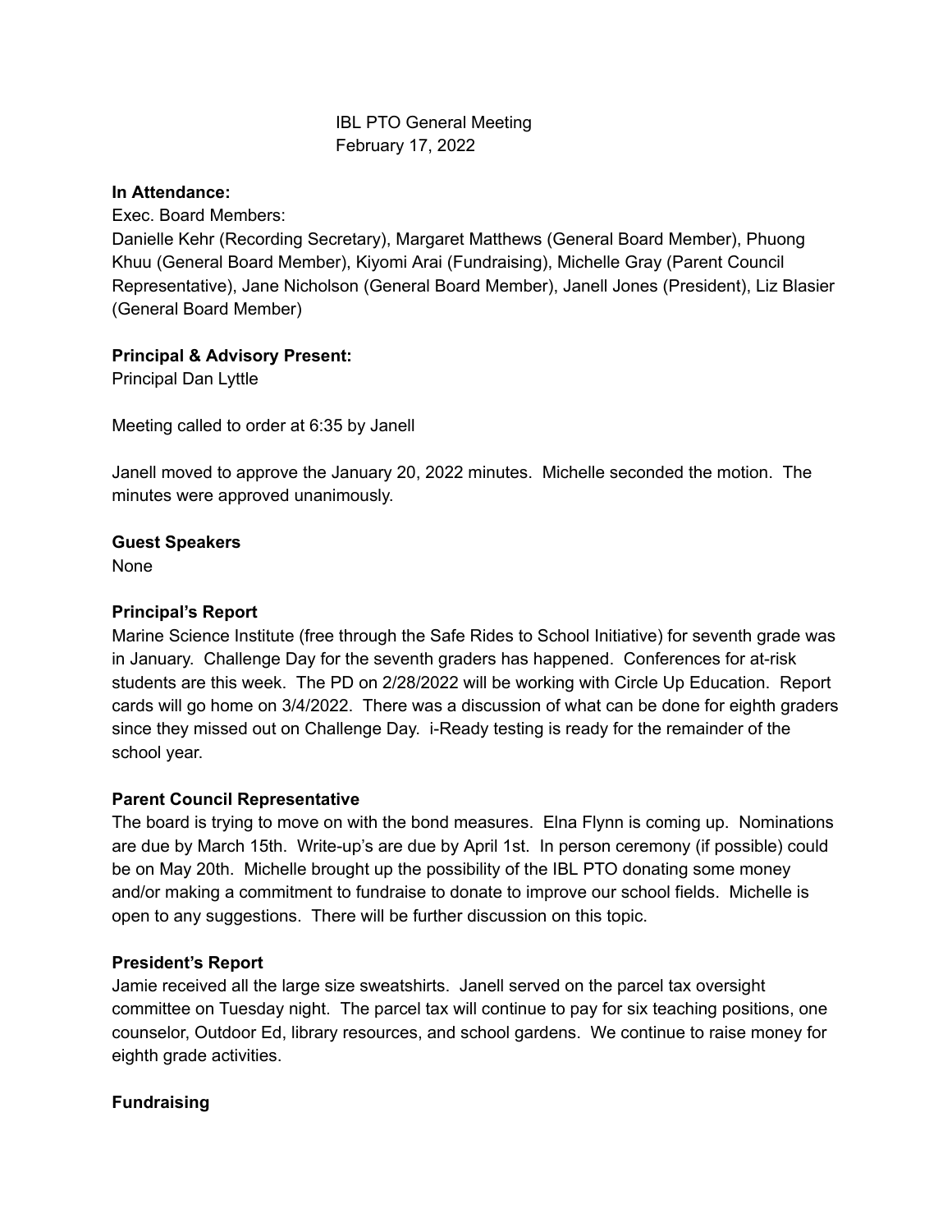IBL PTO General Meeting
February 17, 2022

**In Attendance:**
Exec. Board Members:
Danielle Kehr (Recording Secretary), Margaret Matthews (General Board Member), Phuong Khuu (General Board Member), Kiyomi Arai (Fundraising), Michelle Gray (Parent Council Representative), Jane Nicholson (General Board Member), Janell Jones (President), Liz Blasier (General Board Member)

**Principal & Advisory Present:**
Principal Dan Lyttle

Meeting called to order at 6:35 by Janell

Janell moved to approve the January 20, 2022 minutes. Michelle seconded the motion. The minutes were approved unanimously.

**Guest Speakers**
None

**Principal's Report**
Marine Science Institute (free through the Safe Rides to School Initiative) for seventh grade was in January. Challenge Day for the seventh graders has happened. Conferences for at-risk students are this week. The PD on 2/28/2022 will be working with Circle Up Education. Report cards will go home on 3/4/2022. There was a discussion of what can be done for eighth graders since they missed out on Challenge Day. i-Ready testing is ready for the remainder of the school year.

**Parent Council Representative**
The board is trying to move on with the bond measures. Elna Flynn is coming up. Nominations are due by March 15th. Write-up's are due by April 1st. In person ceremony (if possible) could be on May 20th. Michelle brought up the possibility of the IBL PTO donating some money and/or making a commitment to fundraise to donate to improve our school fields. Michelle is open to any suggestions. There will be further discussion on this topic.

**President's Report**
Jamie received all the large size sweatshirts. Janell served on the parcel tax oversight committee on Tuesday night. The parcel tax will continue to pay for six teaching positions, one counselor, Outdoor Ed, library resources, and school gardens. We continue to raise money for eighth grade activities.

**Fundraising**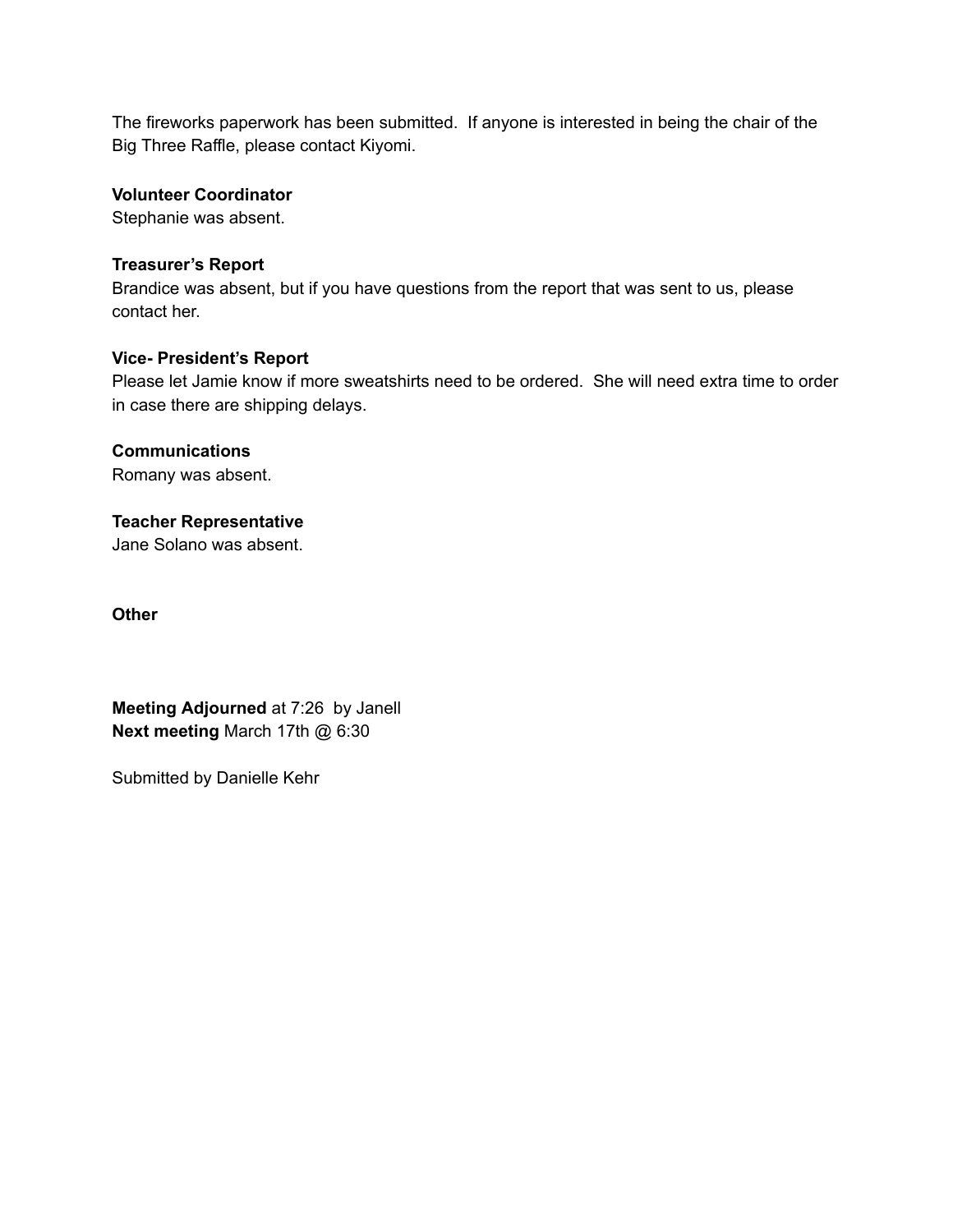The fireworks paperwork has been submitted. If anyone is interested in being the chair of the Big Three Raffle, please contact Kiyomi.

**Volunteer Coordinator**
Stephanie was absent.

**Treasurer's Report**
Brandice was absent, but if you have questions from the report that was sent to us, please contact her.

**Vice- President's Report**
Please let Jamie know if more sweatshirts need to be ordered. She will need extra time to order in case there are shipping delays.

**Communications**
Romany was absent.

**Teacher Representative**
Jane Solano was absent.

**Other**

**Meeting Adjourned** at 7:26 by Janell
**Next meeting** March 17th @ 6:30

Submitted by Danielle Kehr